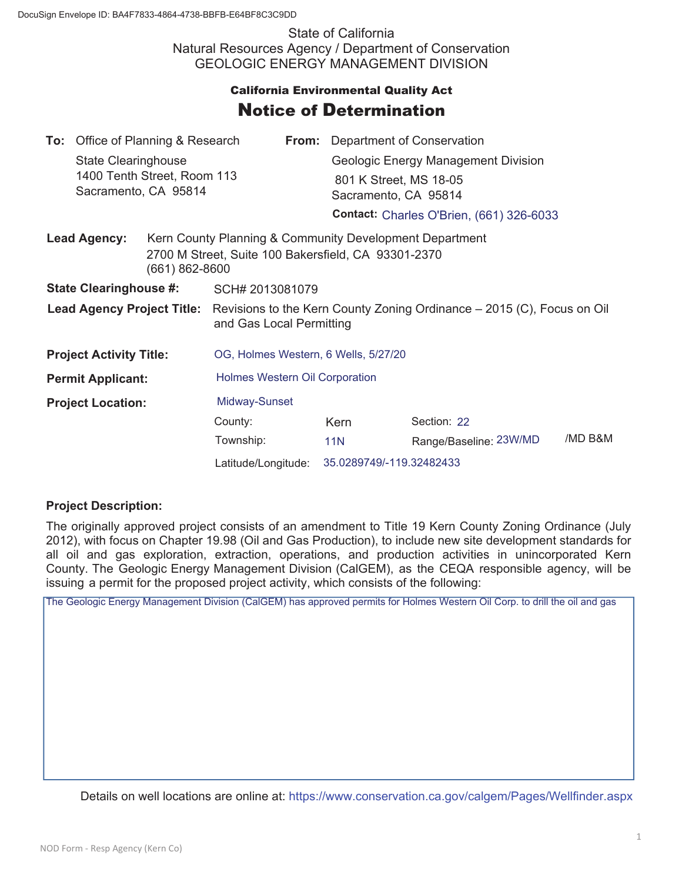DocuSign Envelope ID: BA4F7833-4864-4738-BBFB-E64BF8C3C9DD

State of California
Natural Resources Agency / Department of Conservation
GEOLOGIC ENERGY MANAGEMENT DIVISION

**California Environmental Quality Act**

# Notice of Determination

**To:** Office of Planning & Research
State Clearinghouse
1400 Tenth Street, Room 113
Sacramento, CA 95814

**From:** Department of Conservation
Geologic Energy Management Division
801 K Street, MS 18-05
Sacramento, CA 95814

**Contact:** Charles O'Brien, (661) 326-6033

**Lead Agency:** Kern County Planning & Community Development Department
2700 M Street, Suite 100 Bakersfield, CA 93301-2370
(661) 862-8600

**State Clearinghouse #:** SCH# 2013081079

**Lead Agency Project Title:** Revisions to the Kern County Zoning Ordinance – 2015 (C), Focus on Oil and Gas Local Permitting

**Project Activity Title:** OG, Holmes Western, 6 Wells, 5/27/20

**Permit Applicant:** Holmes Western Oil Corporation

**Project Location:** Midway-Sunset

| | | | |
|---|---|---|---|
| County: | Kern | Section: 22 | |
| Township: | 11N | Range/Baseline: 23W/MD | /MD B&M |
| Latitude/Longitude: | 35.0289749/-119.32482433 | | |

**Project Description:**

The originally approved project consists of an amendment to Title 19 Kern County Zoning Ordinance (July 2012), with focus on Chapter 19.98 (Oil and Gas Production), to include new site development standards for all oil and gas exploration, extraction, operations, and production activities in unincorporated Kern County. The Geologic Energy Management Division (CalGEM), as the CEQA responsible agency, will be issuing a permit for the proposed project activity, which consists of the following:

The Geologic Energy Management Division (CalGEM) has approved permits for Holmes Western Oil Corp. to drill the oil and gas

Details on well locations are online at: https://www.conservation.ca.gov/calgem/Pages/Wellfinder.aspx

NOD Form - Resp Agency (Kern Co)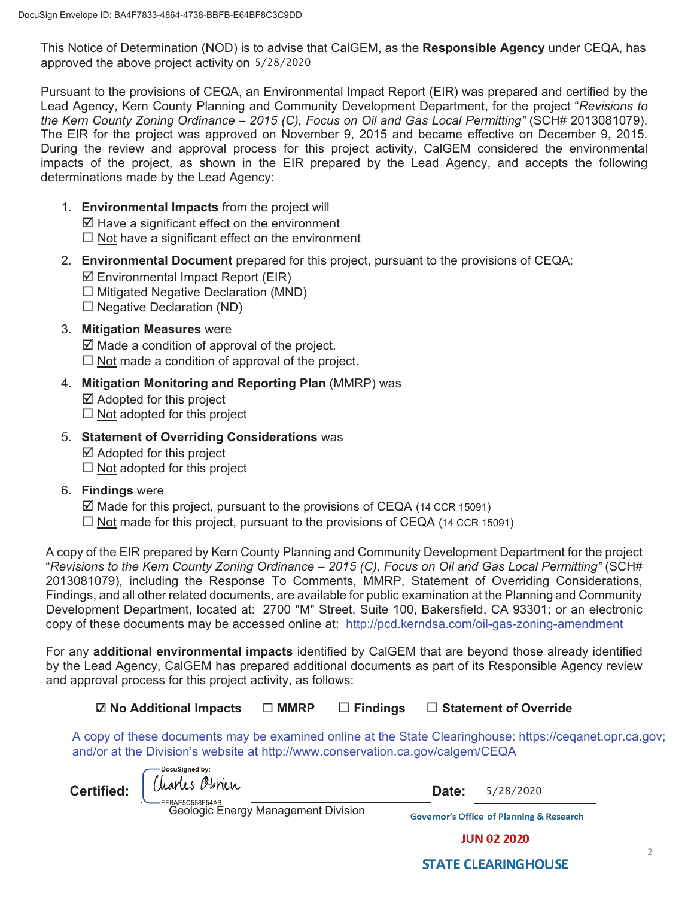This Notice of Determination (NOD) is to advise that CalGEM, as the **Responsible Agency** under CEQA, has approved the above project activity on 5/28/2020

Pursuant to the provisions of CEQA, an Environmental Impact Report (EIR) was prepared and certified by the Lead Agency, Kern County Planning and Community Development Department, for the project "*Revisions to the Kern County Zoning Ordinance – 2015 (C), Focus on Oil and Gas Local Permitting"* (SCH# 2013081079). The EIR for the project was approved on November 9, 2015 and became effective on December 9, 2015. During the review and approval process for this project activity, CalGEM considered the environmental impacts of the project, as shown in the EIR prepared by the Lead Agency, and accepts the following determinations made by the Lead Agency:

1. **Environmental Impacts** from the project will
   - ☑ Have a significant effect on the environment
   - ☐ Not have a significant effect on the environment
2. **Environmental Document** prepared for this project, pursuant to the provisions of CEQA:
   - ☑ Environmental Impact Report (EIR)
   - ☐ Mitigated Negative Declaration (MND)
   - ☐ Negative Declaration (ND)
3. **Mitigation Measures** were
   - ☑ Made a condition of approval of the project.
   - ☐ Not made a condition of approval of the project.
4. **Mitigation Monitoring and Reporting Plan** (MMRP) was
   - ☑ Adopted for this project
   - ☐ Not adopted for this project
5. **Statement of Overriding Considerations** was
   - ☑ Adopted for this project
   - ☐ Not adopted for this project
6. **Findings** were
   - ☑ Made for this project, pursuant to the provisions of CEQA (14 CCR 15091)
   - ☐ Not made for this project, pursuant to the provisions of CEQA (14 CCR 15091)

A copy of the EIR prepared by Kern County Planning and Community Development Department for the project "*Revisions to the Kern County Zoning Ordinance – 2015 (C), Focus on Oil and Gas Local Permitting"* (SCH# 2013081079), including the Response To Comments, MMRP, Statement of Overriding Considerations, Findings, and all other related documents, are available for public examination at the Planning and Community Development Department, located at: 2700 "M" Street, Suite 100, Bakersfield, CA 93301; or an electronic copy of these documents may be accessed online at: http://pcd.kerndsa.com/oil-gas-zoning-amendment

For any **additional environmental impacts** identified by CalGEM that are beyond those already identified by the Lead Agency, CalGEM has prepared additional documents as part of its Responsible Agency review and approval process for this project activity, as follows:

☑ **No Additional Impacts** ☐ **MMRP** ☐ **Findings** ☐ **Statement of Override**

A copy of these documents may be examined online at the State Clearinghouse: https://ceqanet.opr.ca.gov; and/or at the Division's website at http://www.conservation.ca.gov/calgem/CEQA

**Certified:** DocuSigned by: Charles Obrien EFBAE5C558F54AB...
Geologic Energy Management Division

**Date:** 5/28/2020

Governor's Office of Planning & Research

JUN 02 2020

STATE CLEARINGHOUSE